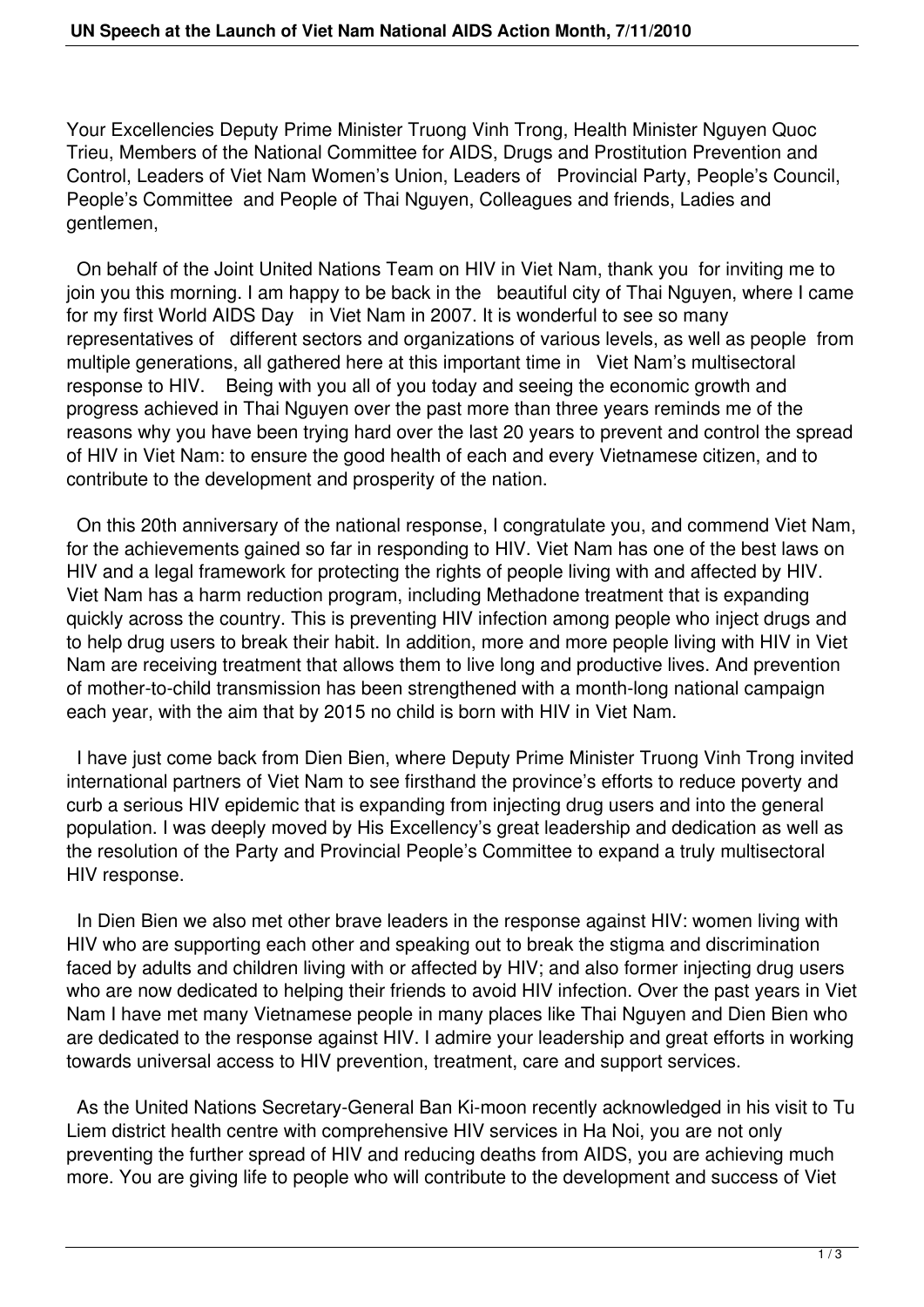Your Excellencies Deputy Prime Minister Truong Vinh Trong, Health Minister Nguyen Quoc Trieu, Members of the National Committee for AIDS, Drugs and Prostitution Prevention and Control, Leaders of Viet Nam Women's Union, Leaders of Provincial Party, People's Council, People's Committee and People of Thai Nguyen, Colleagues and friends, Ladies and gentlemen,

On behalf of the Joint United Nations Team on HIV in Viet Nam, thank you for inviting me to join you this morning. I am happy to be back in the beautiful city of Thai Nguyen, where I came for my first World AIDS Day in Viet Nam in 2007. It is wonderful to see so many representatives of different sectors and organizations of various levels, as well as people from multiple generations, all gathered here at this important time in Viet Nam's multisectoral response to HIV. Being with you all of you today and seeing the economic growth and progress achieved in Thai Nguyen over the past more than three years reminds me of the reasons why you have been trying hard over the last 20 years to prevent and control the spread of HIV in Viet Nam: to ensure the good health of each and every Vietnamese citizen, and to contribute to the development and prosperity of the nation.

On this 20th anniversary of the national response, I congratulate you, and commend Viet Nam, for the achievements gained so far in responding to HIV. Viet Nam has one of the best laws on HIV and a legal framework for protecting the rights of people living with and affected by HIV. Viet Nam has a harm reduction program, including Methadone treatment that is expanding quickly across the country. This is preventing HIV infection among people who inject drugs and to help drug users to break their habit. In addition, more and more people living with HIV in Viet Nam are receiving treatment that allows them to live long and productive lives. And prevention of mother-to-child transmission has been strengthened with a month-long national campaign each year, with the aim that by 2015 no child is born with HIV in Viet Nam.

I have just come back from Dien Bien, where Deputy Prime Minister Truong Vinh Trong invited international partners of Viet Nam to see firsthand the province's efforts to reduce poverty and curb a serious HIV epidemic that is expanding from injecting drug users and into the general population. I was deeply moved by His Excellency's great leadership and dedication as well as the resolution of the Party and Provincial People's Committee to expand a truly multisectoral HIV response.

In Dien Bien we also met other brave leaders in the response against HIV: women living with HIV who are supporting each other and speaking out to break the stigma and discrimination faced by adults and children living with or affected by HIV; and also former injecting drug users who are now dedicated to helping their friends to avoid HIV infection. Over the past years in Viet Nam I have met many Vietnamese people in many places like Thai Nguyen and Dien Bien who are dedicated to the response against HIV. I admire your leadership and great efforts in working towards universal access to HIV prevention, treatment, care and support services.

As the United Nations Secretary-General Ban Ki-moon recently acknowledged in his visit to Tu Liem district health centre with comprehensive HIV services in Ha Noi, you are not only preventing the further spread of HIV and reducing deaths from AIDS, you are achieving much more. You are giving life to people who will contribute to the development and success of Viet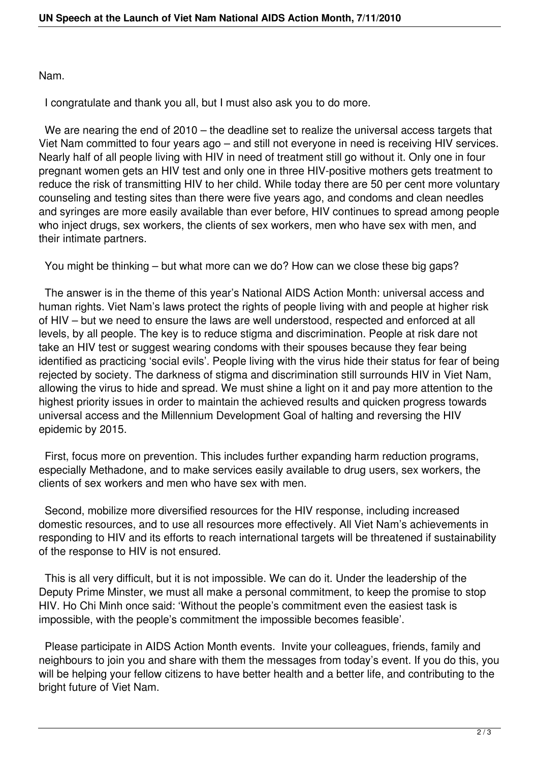Nam.

I congratulate and thank you all, but I must also ask you to do more.

We are nearing the end of 2010 – the deadline set to realize the universal access targets that Viet Nam committed to four years ago – and still not everyone in need is receiving HIV services. Nearly half of all people living with HIV in need of treatment still go without it. Only one in four pregnant women gets an HIV test and only one in three HIV-positive mothers gets treatment to reduce the risk of transmitting HIV to her child. While today there are 50 per cent more voluntary counseling and testing sites than there were five years ago, and condoms and clean needles and syringes are more easily available than ever before, HIV continues to spread among people who inject drugs, sex workers, the clients of sex workers, men who have sex with men, and their intimate partners.

You might be thinking – but what more can we do? How can we close these big gaps?

The answer is in the theme of this year's National AIDS Action Month: universal access and human rights. Viet Nam's laws protect the rights of people living with and people at higher risk of HIV – but we need to ensure the laws are well understood, respected and enforced at all levels, by all people. The key is to reduce stigma and discrimination. People at risk dare not take an HIV test or suggest wearing condoms with their spouses because they fear being identified as practicing 'social evils'. People living with the virus hide their status for fear of being rejected by society. The darkness of stigma and discrimination still surrounds HIV in Viet Nam, allowing the virus to hide and spread. We must shine a light on it and pay more attention to the highest priority issues in order to maintain the achieved results and quicken progress towards universal access and the Millennium Development Goal of halting and reversing the HIV epidemic by 2015.

First, focus more on prevention. This includes further expanding harm reduction programs, especially Methadone, and to make services easily available to drug users, sex workers, the clients of sex workers and men who have sex with men.

Second, mobilize more diversified resources for the HIV response, including increased domestic resources, and to use all resources more effectively. All Viet Nam's achievements in responding to HIV and its efforts to reach international targets will be threatened if sustainability of the response to HIV is not ensured.

This is all very difficult, but it is not impossible. We can do it. Under the leadership of the Deputy Prime Minster, we must all make a personal commitment, to keep the promise to stop HIV. Ho Chi Minh once said: 'Without the people's commitment even the easiest task is impossible, with the people's commitment the impossible becomes feasible'.

Please participate in AIDS Action Month events. Invite your colleagues, friends, family and neighbours to join you and share with them the messages from today's event. If you do this, you will be helping your fellow citizens to have better health and a better life, and contributing to the bright future of Viet Nam.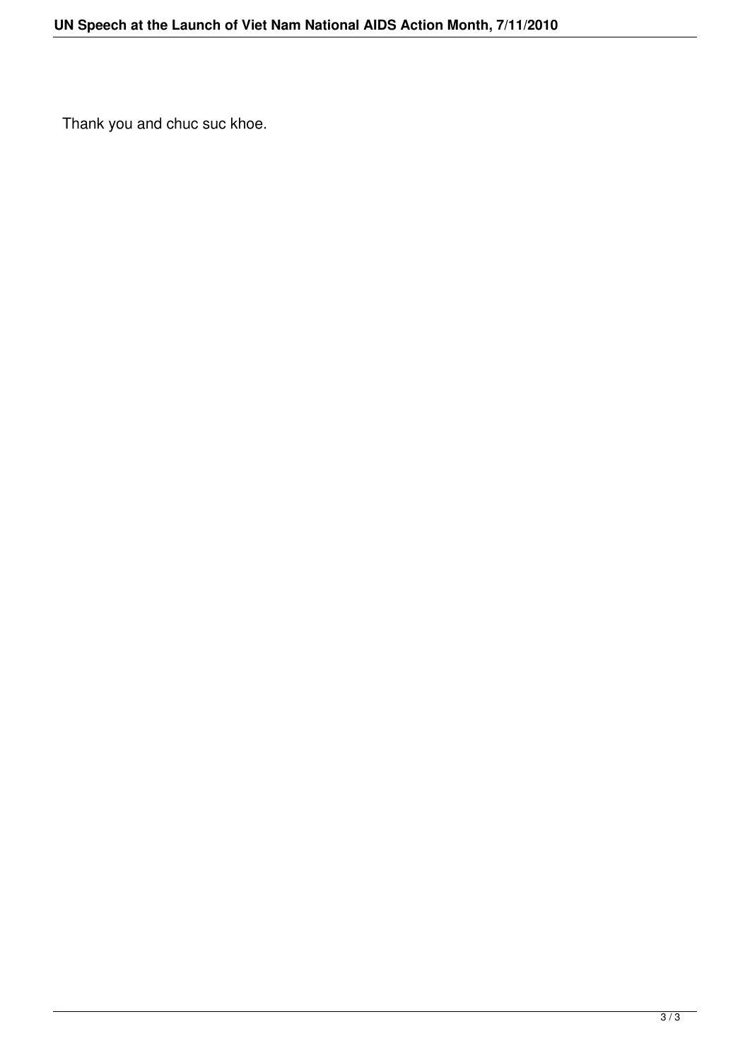Thank you and chuc suc khoe.